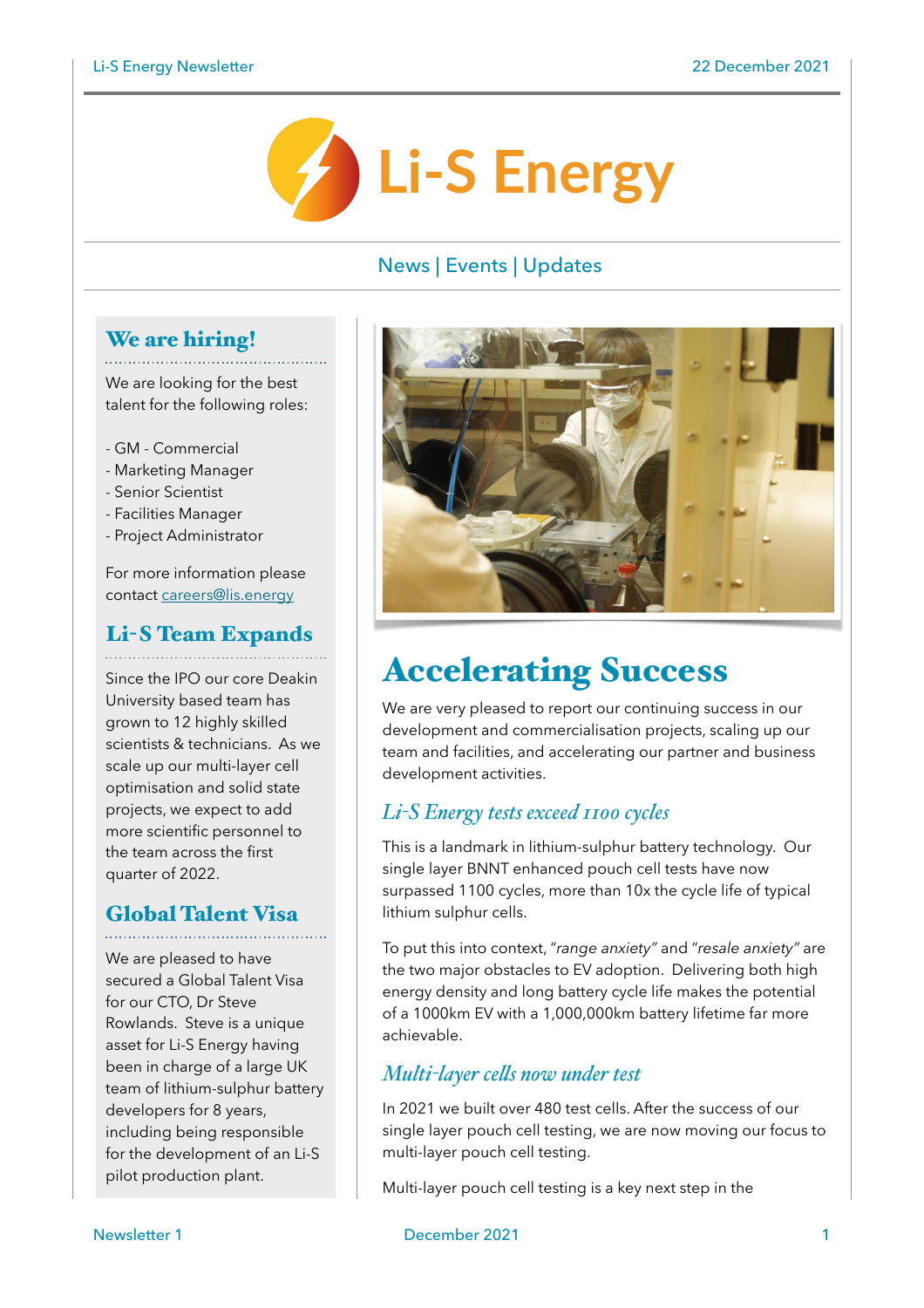# Li-S Energy

News | Events | Updates

## We are hiring!

We are looking for the best talent for the following roles:

- GM - Commercial
- Marketing Manager
- Senior Scientist
- Facilities Manager
- Project Administrator

For more information please contact careers@lis.energy

## Li-S Team Expands

Since the IPO our core Deakin University based team has grown to 12 highly skilled scientists & technicians. As we scale up our multi-layer cell optimisation and solid state projects, we expect to add more scientific personnel to the team across the first quarter of 2022.

## Global Talent Visa

We are pleased to have secured a Global Talent Visa for our CTO, Dr Steve Rowlands. Steve is a unique asset for Li-S Energy having been in charge of a large UK team of lithium-sulphur battery developers for 8 years, including being responsible for the development of an Li-S pilot production plant.

# Accelerating Success

We are very pleased to report our continuing success in our development and commercialisation projects, scaling up our team and facilities, and accelerating our partner and business development activities.

### *Li-S Energy tests exceed 1100 cycles*

This is a landmark in lithium-sulphur battery technology. Our single layer BNNT enhanced pouch cell tests have now surpassed 1100 cycles, more than 10x the cycle life of typical lithium sulphur cells.

To put this into context, "*range anxiety*" and "*resale anxiety*" are the two major obstacles to EV adoption. Delivering both high energy density and long battery cycle life makes the potential of a 1000km EV with a 1,000,000km battery lifetime far more achievable.

### *Multi-layer cells now under test*

In 2021 we built over 480 test cells. After the success of our single layer pouch cell testing, we are now moving our focus to multi-layer pouch cell testing.

Multi-layer pouch cell testing is a key next step in the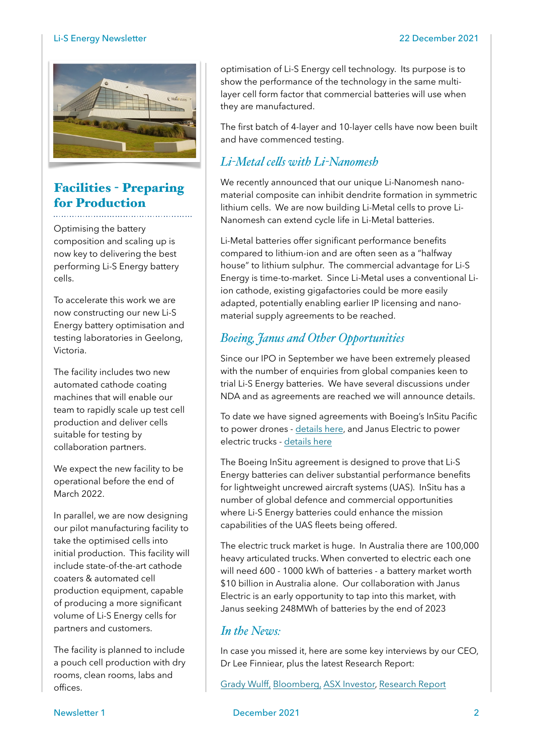## Facilities - Preparing for Production

Optimising the battery composition and scaling up is now key to delivering the best performing Li-S Energy battery cells.

To accelerate this work we are now constructing our new Li-S Energy battery optimisation and testing laboratories in Geelong, Victoria.

The facility includes two new automated cathode coating machines that will enable our team to rapidly scale up test cell production and deliver cells suitable for testing by collaboration partners.

We expect the new facility to be operational before the end of March 2022.

In parallel, we are now designing our pilot manufacturing facility to take the optimised cells into initial production. This facility will include state-of-the-art cathode coaters & automated cell production equipment, capable of producing a more significant volume of Li-S Energy cells for partners and customers.

The facility is planned to include a pouch cell production with dry rooms, clean rooms, labs and offices.

optimisation of Li-S Energy cell technology. Its purpose is to show the performance of the technology in the same multi-layer cell form factor that commercial batteries will use when they are manufactured.

The first batch of 4-layer and 10-layer cells have now been built and have commenced testing.

### *Li-Metal cells with Li-Nanomesh*

We recently announced that our unique Li-Nanomesh nano-material composite can inhibit dendrite formation in symmetric lithium cells. We are now building Li-Metal cells to prove Li-Nanomesh can extend cycle life in Li-Metal batteries.

Li-Metal batteries offer significant performance benefits compared to lithium-ion and are often seen as a "halfway house" to lithium sulphur. The commercial advantage for Li-S Energy is time-to-market. Since Li-Metal uses a conventional Li-ion cathode, existing gigafactories could be more easily adapted, potentially enabling earlier IP licensing and nano-material supply agreements to be reached.

### *Boeing, Janus and Other Opportunities*

Since our IPO in September we have been extremely pleased with the number of enquiries from global companies keen to trial Li-S Energy batteries. We have several discussions under NDA and as agreements are reached we will announce details.

To date we have signed agreements with Boeing's InSitu Pacific to power drones - details here, and Janus Electric to power electric trucks - details here

The Boeing InSitu agreement is designed to prove that Li-S Energy batteries can deliver substantial performance benefits for lightweight uncrewed aircraft systems (UAS). InSitu has a number of global defence and commercial opportunities where Li-S Energy batteries could enhance the mission capabilities of the UAS fleets being offered.

The electric truck market is huge. In Australia there are 100,000 heavy articulated trucks. When converted to electric each one will need 600 - 1000 kWh of batteries - a battery market worth $10 billion in Australia alone. Our collaboration with Janus Electric is an early opportunity to tap into this market, with Janus seeking 248MWh of batteries by the end of 2023

### *In the News:*

In case you missed it, here are some key interviews by our CEO, Dr Lee Finniear, plus the latest Research Report:

Grady Wulff, Bloomberg, ASX Investor, Research Report